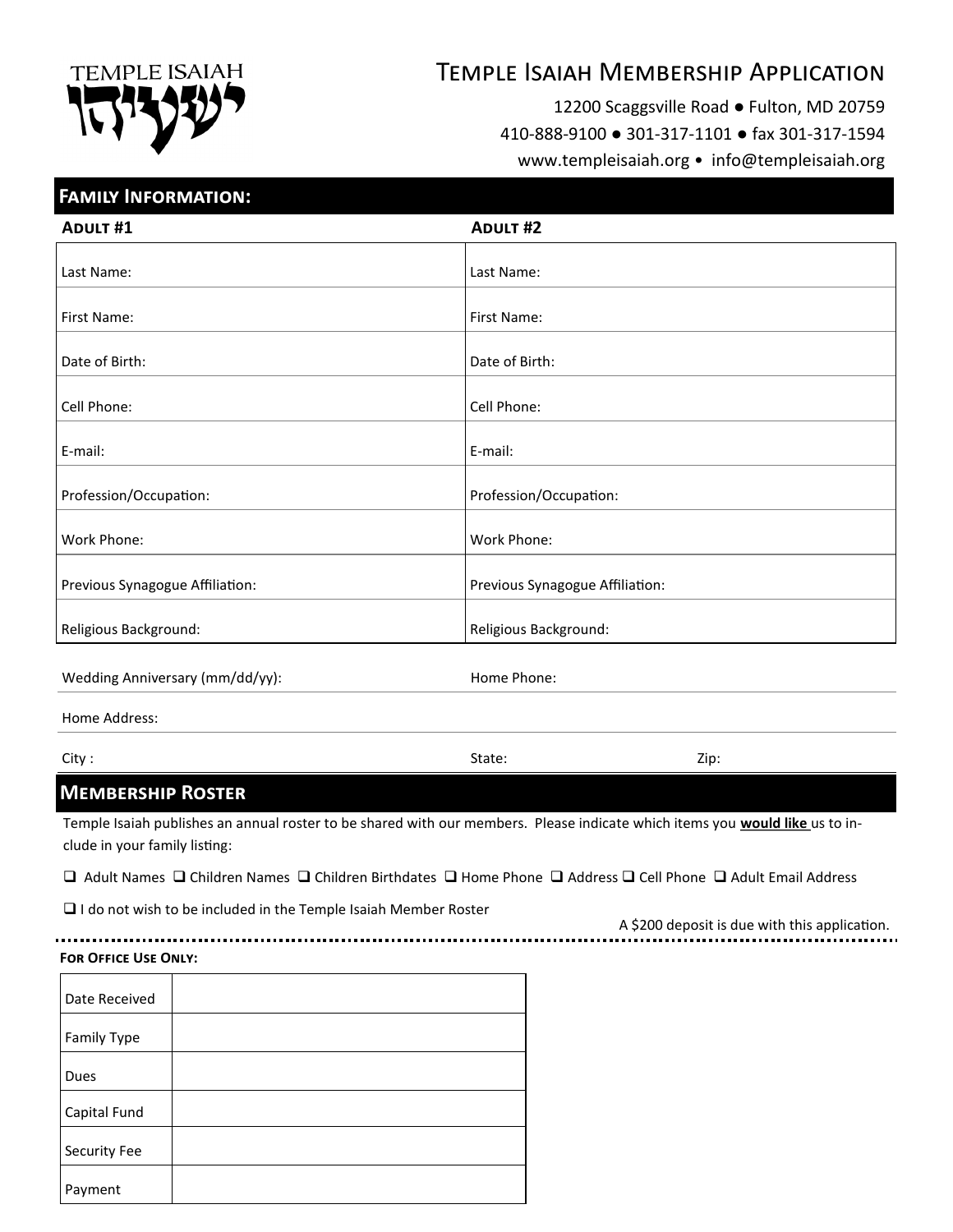TEMPLE ISAIAH ישעיהו

# Temple Isaiah Membership Application

12200 Scaggsville Road ● Fulton, MD 20759
410-888-9100 ● 301-317-1101 ● fax 301-317-1594
www.templeisaiah.org • info@templeisaiah.org

## Family Information:

| Adult #1 | Adult #2 |
|---|---|
| Last Name: | Last Name: |
| First Name: | First Name: |
| Date of Birth: | Date of Birth: |
| Cell Phone: | Cell Phone: |
| E-mail: | E-mail: |
| Profession/Occupation: | Profession/Occupation: |
| Work Phone: | Work Phone: |
| Previous Synagogue Affiliation: | Previous Synagogue Affiliation: |
| Religious Background: | Religious Background: |

Wedding Anniversary (mm/dd/yy): Home Phone:

Home Address:

City : State: Zip:

## Membership Roster

Temple Isaiah publishes an annual roster to be shared with our members. Please indicate which items you **would like** us to include in your family listing:

❑ Adult Names ❑ Children Names ❑ Children Birthdates ❑ Home Phone ❑ Address ❑ Cell Phone ❑ Adult Email Address

❑ I do not wish to be included in the Temple Isaiah Member Roster

A $200 deposit is due with this application.

**For Office Use Only:**

| | |
|---|---|
| Date Received | |
| Family Type | |
| Dues | |
| Capital Fund | |
| Security Fee | |
| Payment | |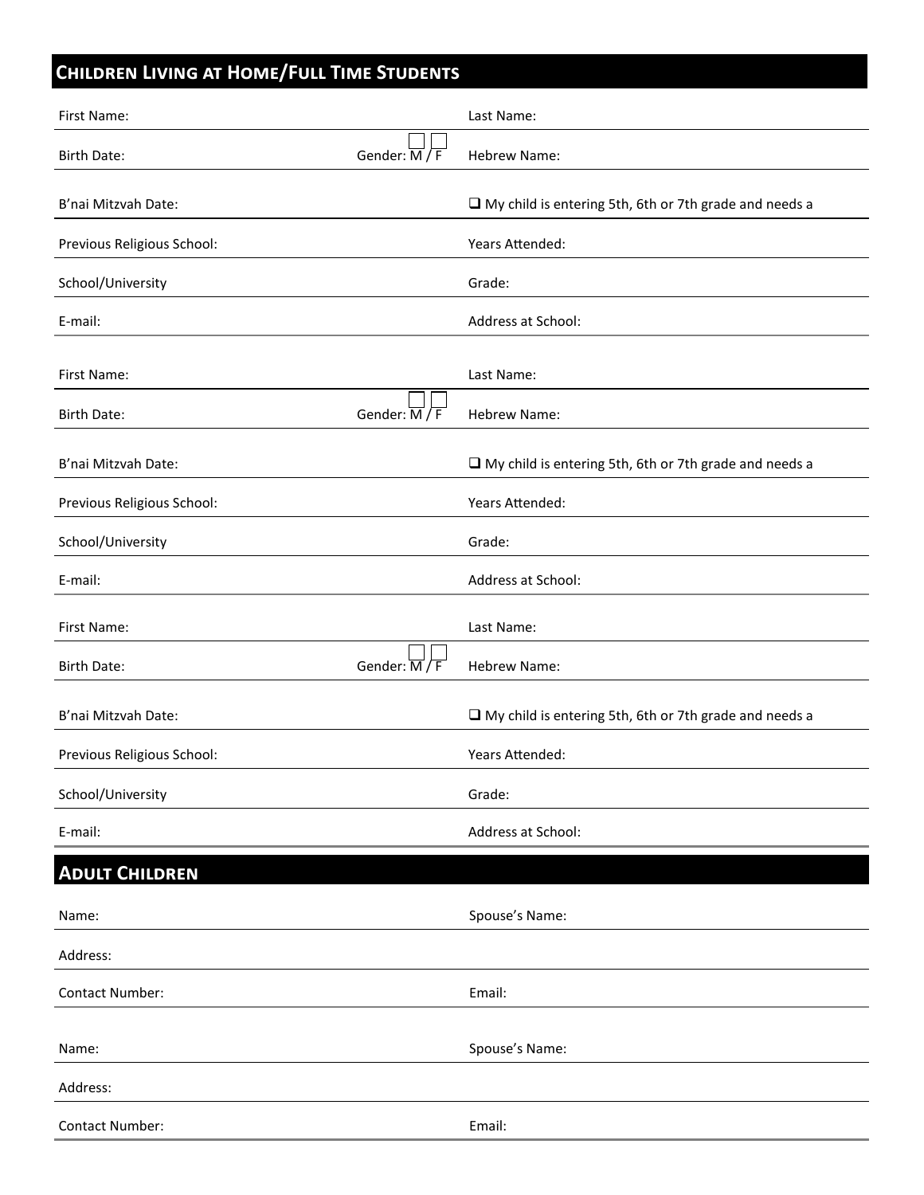## Children Living at Home/Full Time Students

| | |
|---|---|
| First Name: | Last Name: |
| Birth Date: Gender: ☐ M / ☐ F | Hebrew Name: |
| B'nai Mitzvah Date: | ❑ My child is entering 5th, 6th or 7th grade and needs a |
| Previous Religious School: | Years Attended: |
| School/University | Grade: |
| E-mail: | Address at School: |

| | |
|---|---|
| First Name: | Last Name: |
| Birth Date: Gender: ☐ M / ☐ F | Hebrew Name: |
| B'nai Mitzvah Date: | ❑ My child is entering 5th, 6th or 7th grade and needs a |
| Previous Religious School: | Years Attended: |
| School/University | Grade: |
| E-mail: | Address at School: |

| | |
|---|---|
| First Name: | Last Name: |
| Birth Date: Gender: ☐ M / ☐ F | Hebrew Name: |
| B'nai Mitzvah Date: | ❑ My child is entering 5th, 6th or 7th grade and needs a |
| Previous Religious School: | Years Attended: |
| School/University | Grade: |
| E-mail: | Address at School: |

## Adult Children

| | |
|---|---|
| Name: | Spouse's Name: |
| Address: | |
| Contact Number: | Email: |

| | |
|---|---|
| Name: | Spouse's Name: |
| Address: | |
| Contact Number: | Email: |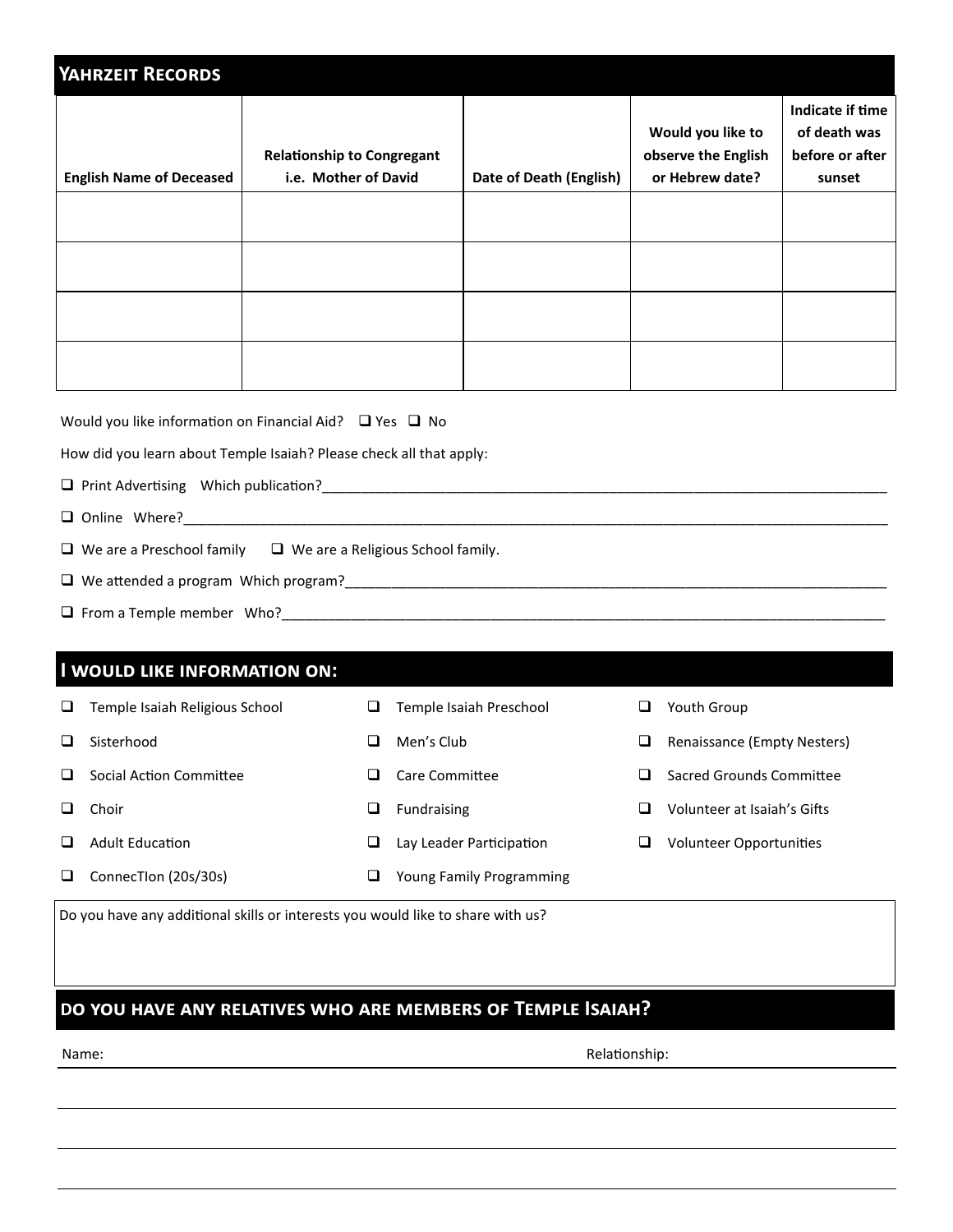## Yahrzeit Records

| English Name of Deceased | Relationship to Congregant i.e. Mother of David | Date of Death (English) | Would you like to observe the English or Hebrew date? | Indicate if time of death was before or after sunset |
|---|---|---|---|---|
| | | | | |
| | | | | |
| | | | | |
| | | | | |

Would you like information on Financial Aid? ☐ Yes ☐ No

How did you learn about Temple Isaiah? Please check all that apply:

☐ Print Advertising Which publication?\_\_\_\_\_\_\_\_\_\_\_\_\_\_\_\_\_\_\_\_\_\_\_\_\_\_\_\_\_\_\_\_\_\_\_\_\_\_\_\_

☐ Online Where?\_\_\_\_\_\_\_\_\_\_\_\_\_\_\_\_\_\_\_\_\_\_\_\_\_\_\_\_\_\_\_\_\_\_\_\_\_\_\_\_\_\_\_\_\_\_\_\_

☐ We are a Preschool family ☐ We are a Religious School family.

☐ We attended a program Which program?\_\_\_\_\_\_\_\_\_\_\_\_\_\_\_\_\_\_\_\_\_\_\_\_\_\_\_\_\_\_\_\_\_\_\_\_\_\_

☐ From a Temple member Who?\_\_\_\_\_\_\_\_\_\_\_\_\_\_\_\_\_\_\_\_\_\_\_\_\_\_\_\_\_\_\_\_\_\_\_\_\_\_\_\_\_\_\_\_

## I would like information on:

- ☐ Temple Isaiah Religious School
- ☐ Temple Isaiah Preschool
- ☐ Youth Group
- ☐ Sisterhood
- ☐ Men's Club
- ☐ Renaissance (Empty Nesters)
- ☐ Social Action Committee
- ☐ Care Committee
- ☐ Sacred Grounds Committee
- ☐ Choir
- ☐ Fundraising
- ☐ Volunteer at Isaiah's Gifts
- ☐ Adult Education
- ☐ Lay Leader Participation
- ☐ Volunteer Opportunities
- ☐ ConnecTIon (20s/30s)
- ☐ Young Family Programming

Do you have any additional skills or interests you would like to share with us?

## Do you have any relatives who are members of Temple Isaiah?

| Name: | Relationship: |
|---|---|
| | |
| | |
| | |